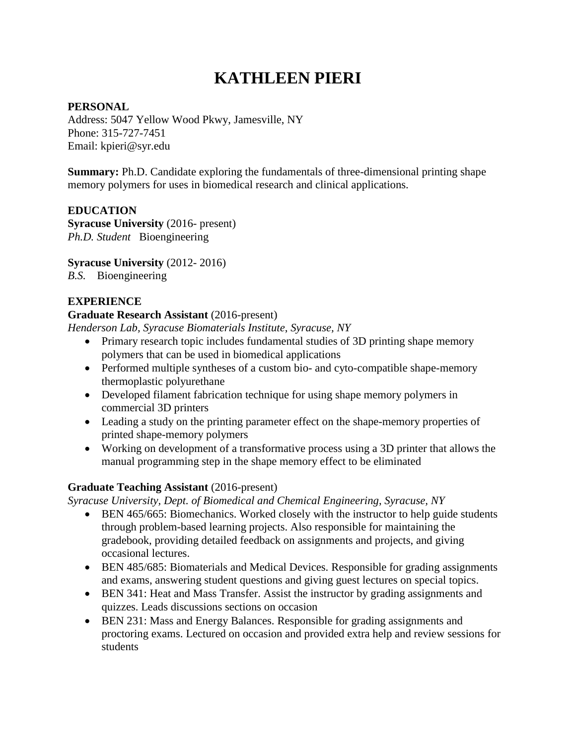# KATHLEEN PIERI

**PERSONAL**
Address: 5047 Yellow Wood Pkwy, Jamesville, NY
Phone: 315-727-7451
Email: kpieri@syr.edu

**Summary:** Ph.D. Candidate exploring the fundamentals of three-dimensional printing shape memory polymers for uses in biomedical research and clinical applications.

**EDUCATION**

**Syracuse University** (2016- present)
*Ph.D. Student* Bioengineering

**Syracuse University** (2012- 2016)
*B.S.* Bioengineering

**EXPERIENCE**

**Graduate Research Assistant** (2016-present)
*Henderson Lab, Syracuse Biomaterials Institute, Syracuse, NY*

- Primary research topic includes fundamental studies of 3D printing shape memory polymers that can be used in biomedical applications
- Performed multiple syntheses of a custom bio- and cyto-compatible shape-memory thermoplastic polyurethane
- Developed filament fabrication technique for using shape memory polymers in commercial 3D printers
- Leading a study on the printing parameter effect on the shape-memory properties of printed shape-memory polymers
- Working on development of a transformative process using a 3D printer that allows the manual programming step in the shape memory effect to be eliminated

**Graduate Teaching Assistant** (2016-present)
*Syracuse University, Dept. of Biomedical and Chemical Engineering, Syracuse, NY*

- BEN 465/665: Biomechanics. Worked closely with the instructor to help guide students through problem-based learning projects. Also responsible for maintaining the gradebook, providing detailed feedback on assignments and projects, and giving occasional lectures.
- BEN 485/685: Biomaterials and Medical Devices. Responsible for grading assignments and exams, answering student questions and giving guest lectures on special topics.
- BEN 341: Heat and Mass Transfer. Assist the instructor by grading assignments and quizzes. Leads discussions sections on occasion
- BEN 231: Mass and Energy Balances. Responsible for grading assignments and proctoring exams. Lectured on occasion and provided extra help and review sessions for students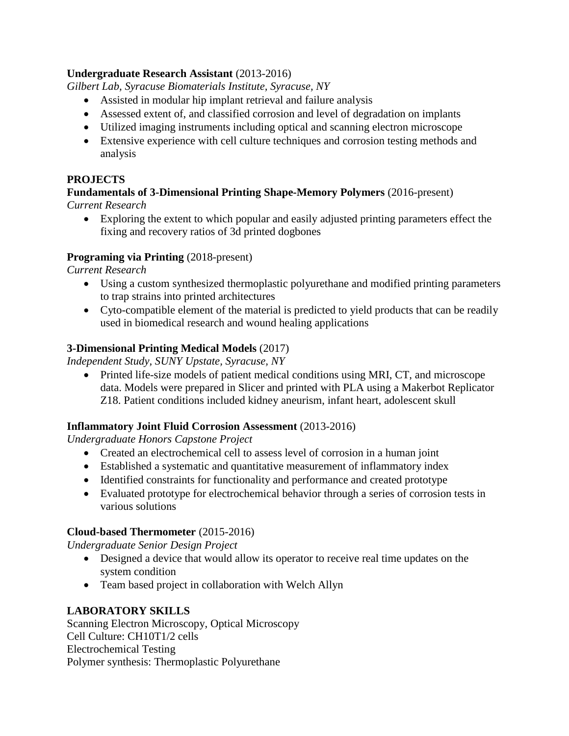**Undergraduate Research Assistant** (2013-2016)
*Gilbert Lab, Syracuse Biomaterials Institute, Syracuse, NY*

- Assisted in modular hip implant retrieval and failure analysis
- Assessed extent of, and classified corrosion and level of degradation on implants
- Utilized imaging instruments including optical and scanning electron microscope
- Extensive experience with cell culture techniques and corrosion testing methods and analysis

## PROJECTS

**Fundamentals of 3-Dimensional Printing Shape-Memory Polymers** (2016-present)
*Current Research*

- Exploring the extent to which popular and easily adjusted printing parameters effect the fixing and recovery ratios of 3d printed dogbones

**Programing via Printing** (2018-present)
*Current Research*

- Using a custom synthesized thermoplastic polyurethane and modified printing parameters to trap strains into printed architectures
- Cyto-compatible element of the material is predicted to yield products that can be readily used in biomedical research and wound healing applications

**3-Dimensional Printing Medical Models** (2017)
*Independent Study, SUNY Upstate, Syracuse, NY*

- Printed life-size models of patient medical conditions using MRI, CT, and microscope data. Models were prepared in Slicer and printed with PLA using a Makerbot Replicator Z18. Patient conditions included kidney aneurism, infant heart, adolescent skull

**Inflammatory Joint Fluid Corrosion Assessment** (2013-2016)
*Undergraduate Honors Capstone Project*

- Created an electrochemical cell to assess level of corrosion in a human joint
- Established a systematic and quantitative measurement of inflammatory index
- Identified constraints for functionality and performance and created prototype
- Evaluated prototype for electrochemical behavior through a series of corrosion tests in various solutions

**Cloud-based Thermometer** (2015-2016)
*Undergraduate Senior Design Project*

- Designed a device that would allow its operator to receive real time updates on the system condition
- Team based project in collaboration with Welch Allyn

## LABORATORY SKILLS

Scanning Electron Microscopy, Optical Microscopy
Cell Culture: CH10T1/2 cells
Electrochemical Testing
Polymer synthesis: Thermoplastic Polyurethane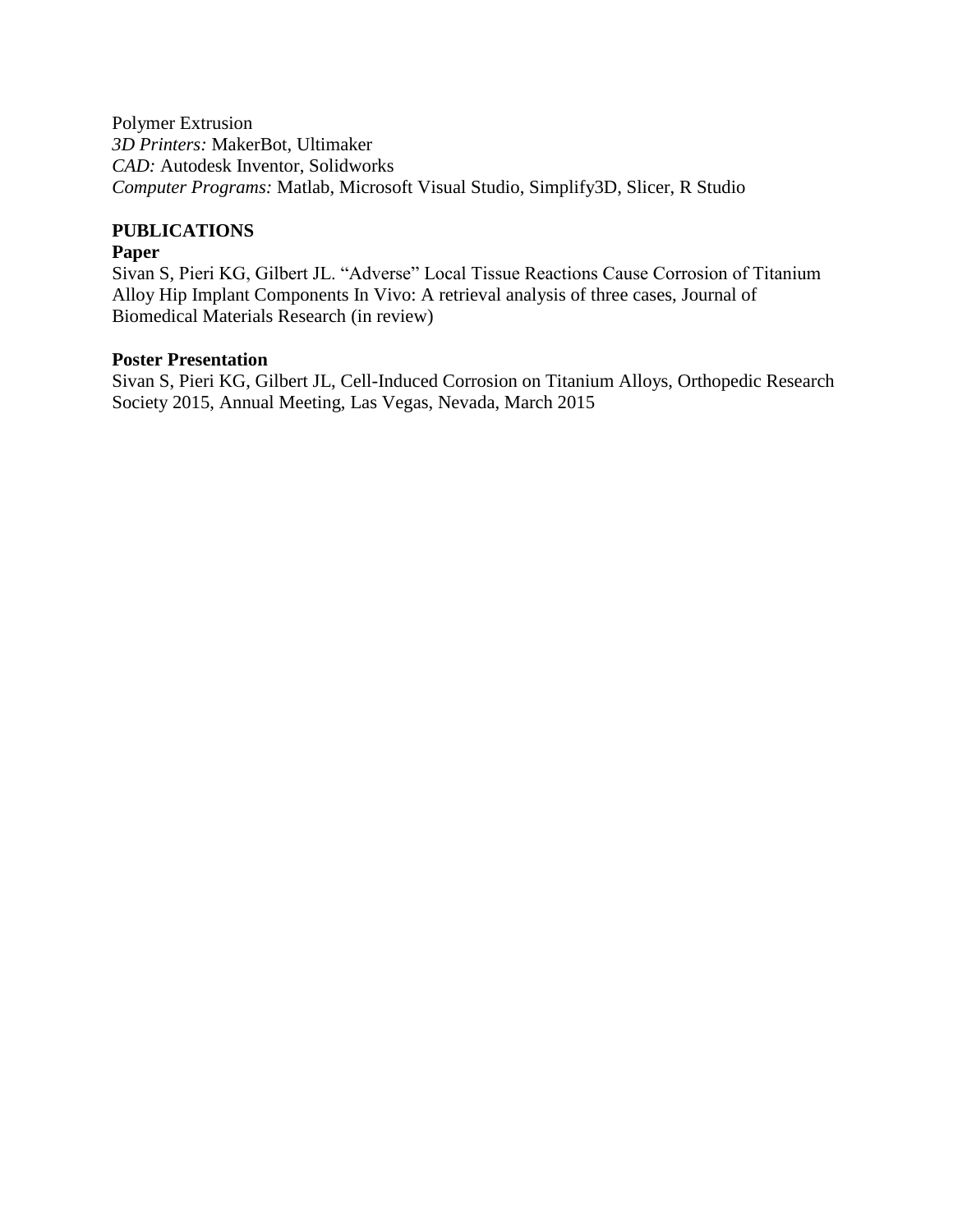Polymer Extrusion
*3D Printers:* MakerBot, Ultimaker
*CAD:* Autodesk Inventor, Solidworks
*Computer Programs:* Matlab, Microsoft Visual Studio, Simplify3D, Slicer, R Studio

## PUBLICATIONS

### Paper

Sivan S, Pieri KG, Gilbert JL. "Adverse" Local Tissue Reactions Cause Corrosion of Titanium Alloy Hip Implant Components In Vivo: A retrieval analysis of three cases, Journal of Biomedical Materials Research (in review)

### Poster Presentation

Sivan S, Pieri KG, Gilbert JL, Cell-Induced Corrosion on Titanium Alloys, Orthopedic Research Society 2015, Annual Meeting, Las Vegas, Nevada, March 2015